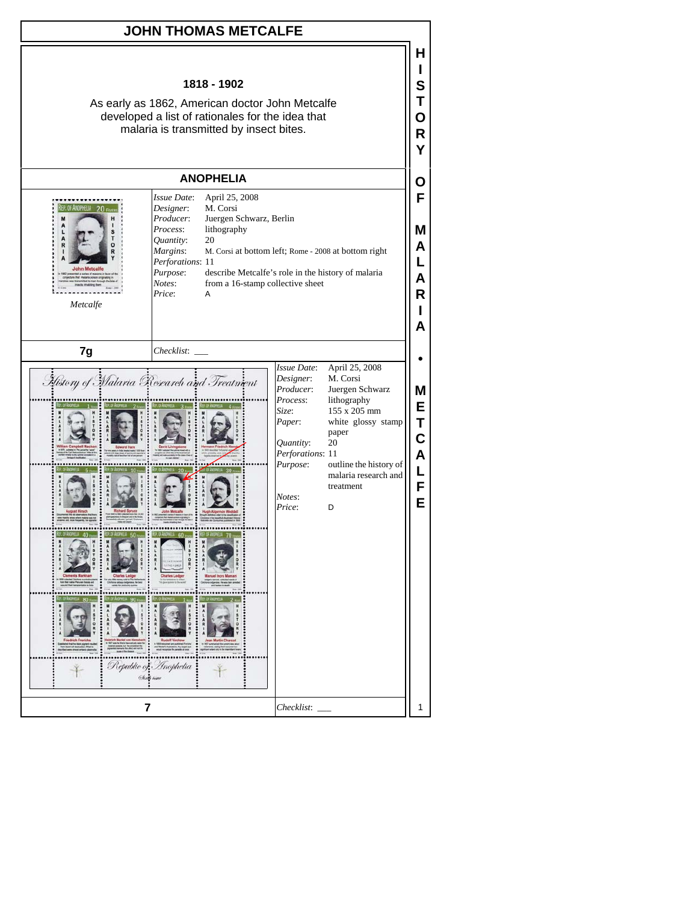# JOHN THOMAS METCALFE

**1818 - 1902**

As early as 1862, American doctor John Metcalfe developed a list of rationales for the idea that malaria is transmitted by insect bites.

## ANOPHELIA

*Metcalfe*

| | |
|---|---|
| *Issue Date*: | April 25, 2008 |
| *Designer*: | M. Corsi |
| *Producer*: | Juergen Schwarz, Berlin |
| *Process*: | lithography |
| *Quantity*: | 20 |
| *Margins*: | M. Corsi at bottom left; Rome - 2008 at bottom right |
| *Perforations*: | 11 |
| *Purpose*: | describe Metcalfe's role in the history of malaria |
| *Notes*: | from a 16-stamp collective sheet |
| *Price*: | A |

**7g** *Checklist*: ___

| | |
|---|---|
| *Issue Date*: | April 25, 2008 |
| *Designer*: | M. Corsi |
| *Producer*: | Juergen Schwarz |
| *Process*: | lithography |
| *Size*: | 155 x 205 mm |
| *Paper*: | white glossy stamp paper |
| *Quantity*: | 20 |
| *Perforations*: | 11 |
| *Purpose*: | outline the history of malaria research and treatment |
| *Notes*: | |
| *Price*: | D |

**7** *Checklist*: ___

HISTORY OF MALARIA • METCALFE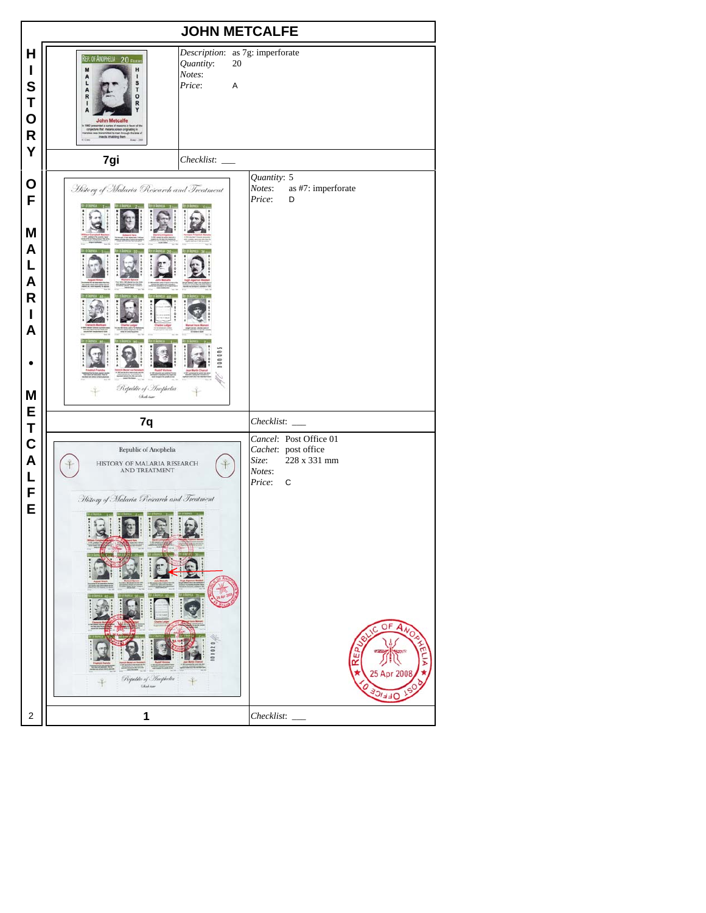# JOHN METCALFE

HISTORY OF MALARIA • METCALFE

| | |
|---|---|
| | *Description*: as 7g: imperforate<br>*Quantity*: 20<br>*Notes*:<br>*Price*: A |
| **7gi** | *Checklist*: ___ |
| | *Quantity*: 5<br>*Notes*: as #7: imperforate<br>*Price*: D |
| **7q** | *Checklist*: ___ |
| | *Cancel*: Post Office 01<br>*Cachet*: post office<br>*Size*: 228 x 331 mm<br>*Notes*:<br>*Price*: C |
| **1** | *Checklist*: ___ |